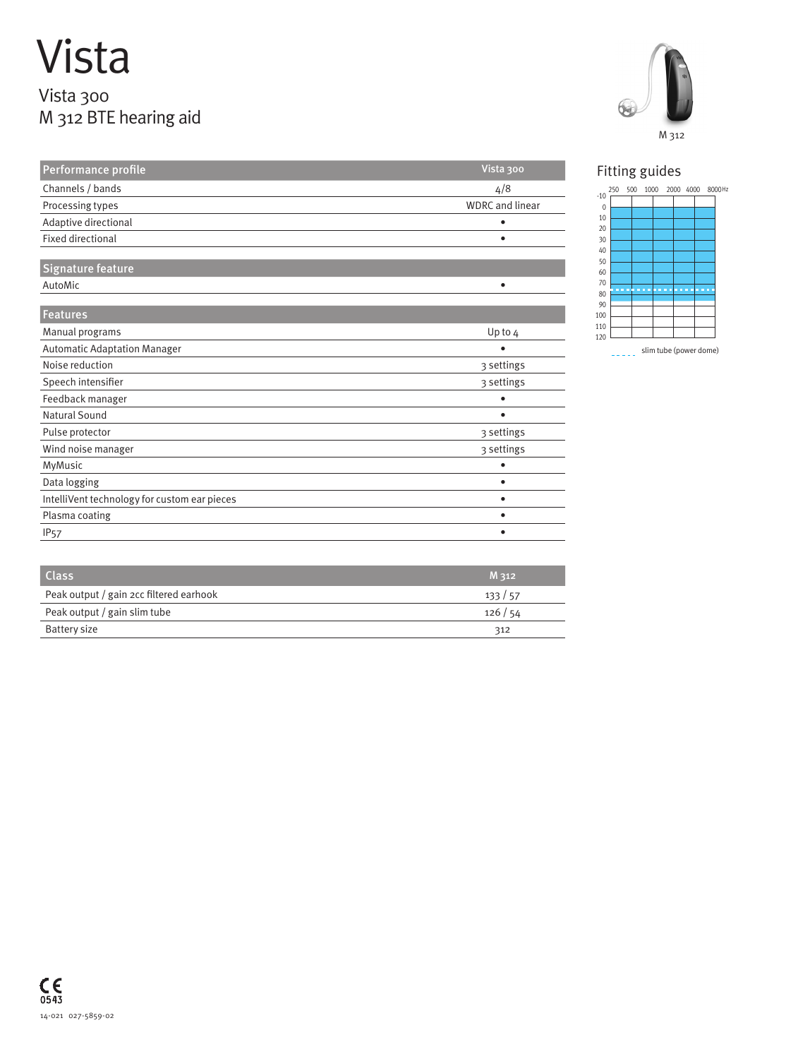# Vista

## Vista 300
## M 312 BTE hearing aid

M 312

| Performance profile | Vista 300 |
|---|---|
| Channels / bands | 4/8 |
| Processing types | WDRC and linear |
| Adaptive directional | • |
| Fixed directional | • |

| Signature feature | |
|---|---|
| AutoMic | • |

| Features | |
|---|---|
| Manual programs | Up to 4 |
| Automatic Adaptation Manager | • |
| Noise reduction | 3 settings |
| Speech intensifier | 3 settings |
| Feedback manager | • |
| Natural Sound | • |
| Pulse protector | 3 settings |
| Wind noise manager | 3 settings |
| MyMusic | • |
| Data logging | • |
| IntelliVent technology for custom ear pieces | • |
| Plasma coating | • |
| IP57 | • |

| Class | M 312 |
|---|---|
| Peak output / gain 2cc filtered earhook | 133 / 57 |
| Peak output / gain slim tube | 126 / 54 |
| Battery size | 312 |

### Fitting guides

250 500 1000 2000 4000 8000 Hz

-10 0 10 20 30 40 50 60 70 80 90 100 110 120

slim tube (power dome)

0543

14-021 027-5859-02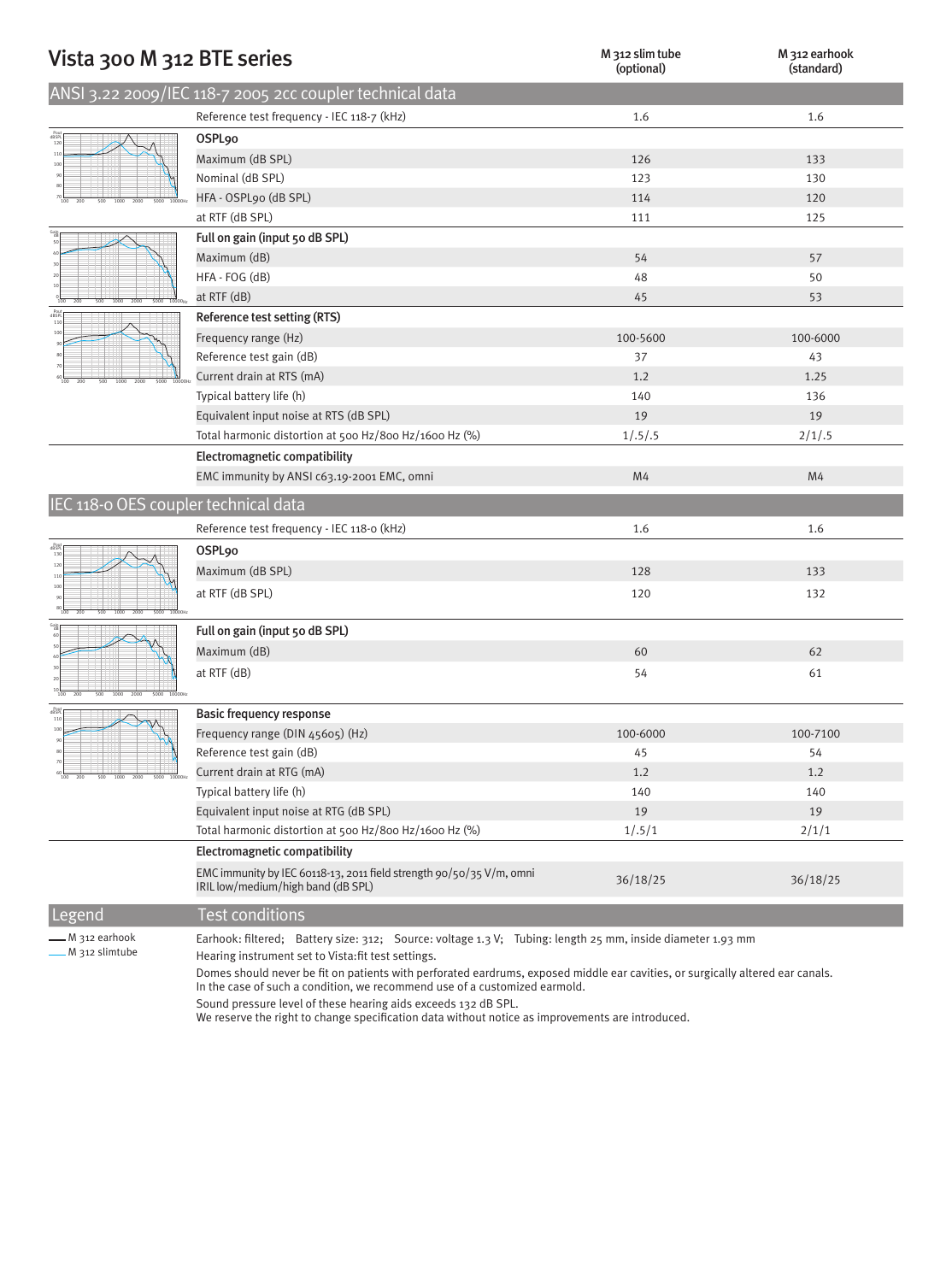# Vista 300 M 312 BTE series

## ANSI 3.22 2009/IEC 118-7 2005 2cc coupler technical data

| | M 312 slim tube (optional) | M 312 earhook (standard) |
|---|---|---|
| Reference test frequency - IEC 118-7 (kHz) | 1.6 | 1.6 |
| **OSPL90** | | |
| Maximum (dB SPL) | 126 | 133 |
| Nominal (dB SPL) | 123 | 130 |
| HFA - OSPL90 (dB SPL) | 114 | 120 |
| at RTF (dB SPL) | 111 | 125 |
| **Full on gain (input 50 dB SPL)** | | |
| Maximum (dB) | 54 | 57 |
| HFA - FOG (dB) | 48 | 50 |
| at RTF (dB) | 45 | 53 |
| **Reference test setting (RTS)** | | |
| Frequency range (Hz) | 100-5600 | 100-6000 |
| Reference test gain (dB) | 37 | 43 |
| Current drain at RTS (mA) | 1.2 | 1.25 |
| Typical battery life (h) | 140 | 136 |
| Equivalent input noise at RTS (dB SPL) | 19 | 19 |
| Total harmonic distortion at 500 Hz/800 Hz/1600 Hz (%) | 1/.5/.5 | 2/1/.5 |
| **Electromagnetic compatibility** | | |
| EMC immunity by ANSI c63.19-2001 EMC, omni | M4 | M4 |

## IEC 118-0 OES coupler technical data

| | M 312 slim tube (optional) | M 312 earhook (standard) |
|---|---|---|
| Reference test frequency - IEC 118-0 (kHz) | 1.6 | 1.6 |
| **OSPL90** | | |
| Maximum (dB SPL) | 128 | 133 |
| at RTF (dB SPL) | 120 | 132 |
| **Full on gain (input 50 dB SPL)** | | |
| Maximum (dB) | 60 | 62 |
| at RTF (dB) | 54 | 61 |
| **Basic frequency response** | | |
| Frequency range (DIN 45605) (Hz) | 100-6000 | 100-7100 |
| Reference test gain (dB) | 45 | 54 |
| Current drain at RTG (mA) | 1.2 | 1.2 |
| Typical battery life (h) | 140 | 140 |
| Equivalent input noise at RTG (dB SPL) | 19 | 19 |
| Total harmonic distortion at 500 Hz/800 Hz/1600 Hz (%) | 1/.5/1 | 2/1/1 |
| **Electromagnetic compatibility** | | |
| EMC immunity by IEC 60118-13, 2011 field strength 90/50/35 V/m, omni IRIL low/medium/high band (dB SPL) | 36/18/25 | 36/18/25 |

## Legend

M 312 earhook
M 312 slimtube

## Test conditions

Earhook: filtered; Battery size: 312; Source: voltage 1.3 V; Tubing: length 25 mm, inside diameter 1.93 mm

Hearing instrument set to Vista:fit test settings.

Domes should never be fit on patients with perforated eardrums, exposed middle ear cavities, or surgically altered ear canals. In the case of such a condition, we recommend use of a customized earmold.

Sound pressure level of these hearing aids exceeds 132 dB SPL.

We reserve the right to change specification data without notice as improvements are introduced.